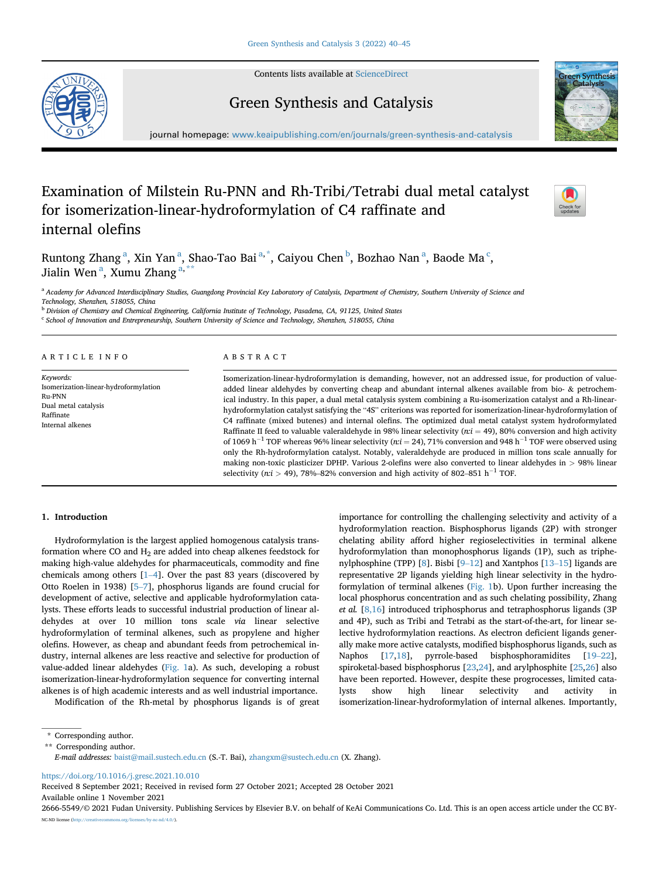Contents lists available at ScienceDirect

# Green Synthesis and Catalysis

journal homepage: www.keaipublishing.com/en/journals/green-synthesis-and-catalysis

# Examination of Milstein Ru-PNN and Rh-Tribi/Tetrabi dual metal catalyst for isomerization-linear-hydroformylation of C4 raffinate and internal olefins

Runtong Zhang [a], Xin Yan [a], Shao-Tao Bai [a,*], Caiyou Chen [b], Bozhao Nan [a], Baode Ma [c], Jialin Wen [a], Xumu Zhang [a,**]

[a] Academy for Advanced Interdisciplinary Studies, Guangdong Provincial Key Laboratory of Catalysis, Department of Chemistry, Southern University of Science and Technology, Shenzhen, 518055, China

[b] Division of Chemistry and Chemical Engineering, California Institute of Technology, Pasadena, CA, 91125, United States

[c] School of Innovation and Entrepreneurship, Southern University of Science and Technology, Shenzhen, 518055, China

## ARTICLE INFO

*Keywords:*
Isomerization-linear-hydroformylation
Ru-PNN
Dual metal catalysis
Raffinate
Internal alkenes

## ABSTRACT

Isomerization-linear-hydroformylation is demanding, however, not an addressed issue, for production of value-added linear aldehydes by converting cheap and abundant internal alkenes available from bio- & petrochemical industry. In this paper, a dual metal catalysis system combining a Ru-isomerization catalyst and a Rh-linear-hydroformylation catalyst satisfying the "4S" criterions was reported for isomerization-linear-hydroformylation of C4 raffinate (mixed butenes) and internal olefins. The optimized dual metal catalyst system hydroformylated Raffinate II feed to valuable valeraldehyde in 98% linear selectivity ($n$:$i$ = 49), 80% conversion and high activity of 1069 $h^{-1}$ TOF whereas 96% linear selectivity ($n$:$i$ = 24), 71% conversion and 948 $h^{-1}$ TOF were observed using only the Rh-hydroformylation catalyst. Notably, valeraldehyde are produced in million tons scale annually for making non-toxic plasticizer DPHP. Various 2-olefins were also converted to linear aldehydes in > 98% linear selectivity ($n$:$i$ > 49), 78%–82% conversion and high activity of 802–851 $h^{-1}$ TOF.

## 1. Introduction

Hydroformylation is the largest applied homogenous catalysis transformation where CO and $H_2$ are added into cheap alkenes feedstock for making high-value aldehydes for pharmaceuticals, commodity and fine chemicals among others [1–4]. Over the past 83 years (discovered by Otto Roelen in 1938) [5–7], phosphorus ligands are found crucial for development of active, selective and applicable hydroformylation catalysts. These efforts leads to successful industrial production of linear aldehydes at over 10 million tons scale *via* linear selective hydroformylation of terminal alkenes, such as propylene and higher olefins. However, as cheap and abundant feeds from petrochemical industry, internal alkenes are less reactive and selective for production of value-added linear aldehydes (Fig. 1a). As such, developing a robust isomerization-linear-hydroformylation sequence for converting internal alkenes is of high academic interests and as well industrial importance.

Modification of the Rh-metal by phosphorus ligands is of great importance for controlling the challenging selectivity and activity of a hydroformylation reaction. Bisphosphorus ligands (2P) with stronger chelating ability afford higher regioselectivities in terminal alkene hydroformylation than monophosphorus ligands (1P), such as triphenylphosphine (TPP) [8]. Bisbi [9–12] and Xantphos [13–15] ligands are representative 2P ligands yielding high linear selectivity in the hydroformylation of terminal alkenes (Fig. 1b). Upon further increasing the local phosphorus concentration and as such chelating possibility, Zhang *et al.* [8,16] introduced triphosphorus and tetraphosphorus ligands (3P and 4P), such as Tribi and Tetrabi as the start-of-the-art, for linear selective hydroformylation reactions. As electron deficient ligands generally make more active catalysts, modified bisphosphorus ligands, such as Naphos [17,18], pyrrole-based bisphosphoramidites [19–22], spiroketal-based bisphosphorus [23,24], and arylphosphite [25,26] also have been reported. However, despite these progrocesses, limited catalysts show high linear selectivity and activity in isomerization-linear-hydroformylation of internal alkenes. Importantly,

\* Corresponding author.

\*\* Corresponding author.

*E-mail addresses:* baist@mail.sustech.edu.cn (S.-T. Bai), zhangxm@sustech.edu.cn (X. Zhang).

https://doi.org/10.1016/j.gresc.2021.10.010

Received 8 September 2021; Received in revised form 27 October 2021; Accepted 28 October 2021

Available online 1 November 2021

2666-5549/© 2021 Fudan University. Publishing Services by Elsevier B.V. on behalf of KeAi Communications Co. Ltd. This is an open access article under the CC BY-NC-ND license (http://creativecommons.org/licenses/by-nc-nd/4.0/).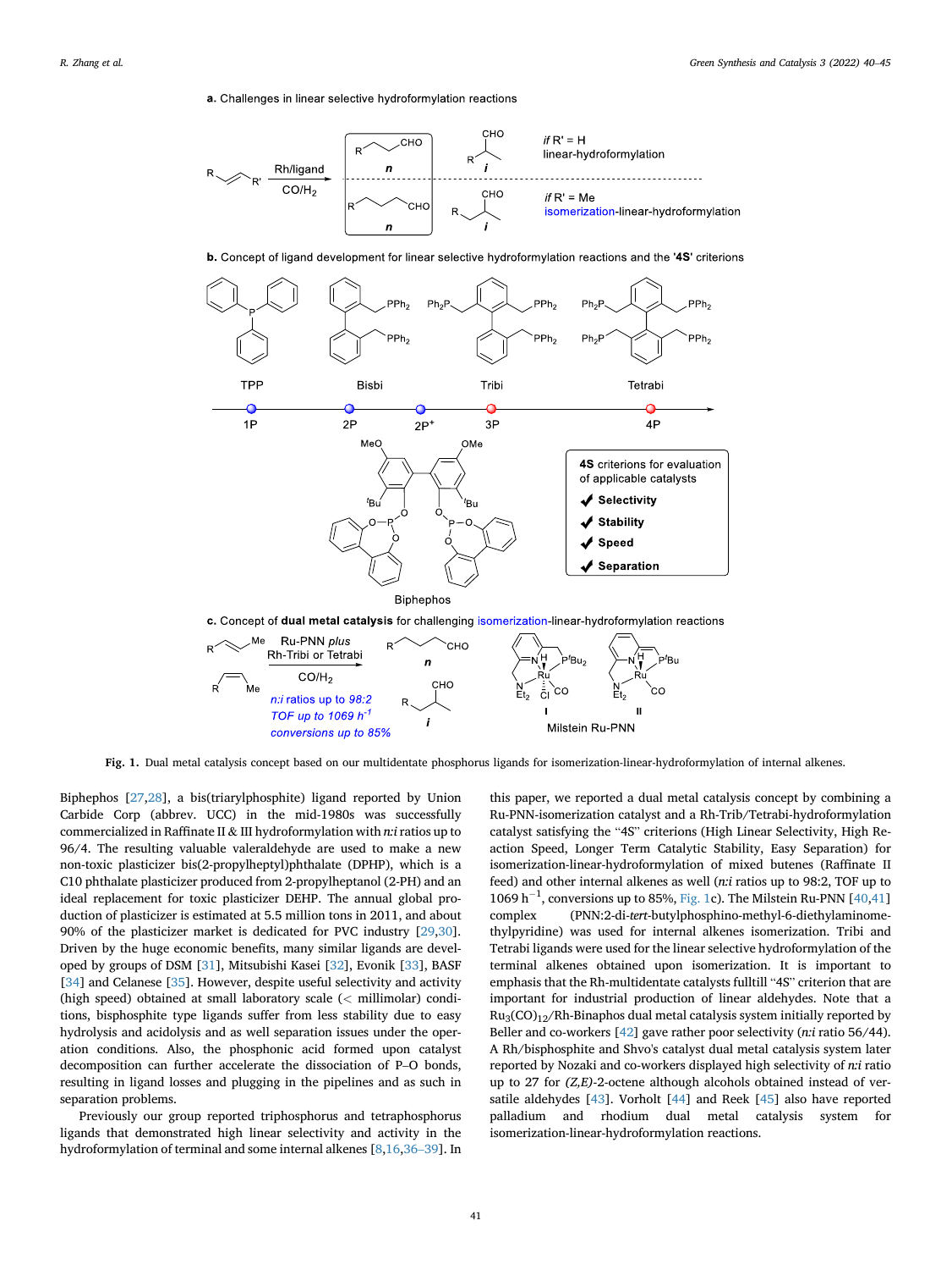a. Challenges in linear selective hydroformylation reactions

Rh/ligand

CO/H2

*n*

*i*

*if* R' = H
linear-hydroformylation

*if* R' = Me
isomerization-linear-hydroformylation

b. Concept of ligand development for linear selective hydroformylation reactions and the '4S' criterions

TPP

Bisbi

Tribi

Tetrabi

1P

2P

2P+

3P

4P

Biphephos

4S criterions for evaluation of applicable catalysts

Selectivity

Stability

Speed

Separation

c. Concept of dual metal catalysis for challenging isomerization-linear-hydroformylation reactions

Ru-PNN *plus*
Rh-Tribi or Tetrabi

CO/H2

*n:i* ratios up to 98:2
TOF up to 1069 h-1
conversions up to 85%

I

II

Milstein Ru-PNN

**Fig. 1.** Dual metal catalysis concept based on our multidentate phosphorus ligands for isomerization-linear-hydroformylation of internal alkenes.

Biphephos [27,28], a bis(triarylphosphite) ligand reported by Union Carbide Corp (abbrev. UCC) in the mid-1980s was successfully commercialized in Raffinate II & III hydroformylation with *n:i* ratios up to 96/4. The resulting valuable valeraldehyde are used to make a new non-toxic plasticizer bis(2-propylheptyl)phthalate (DPHP), which is a C10 phthalate plasticizer produced from 2-propylheptanol (2-PH) and an ideal replacement for toxic plasticizer DEHP. The annual global production of plasticizer is estimated at 5.5 million tons in 2011, and about 90% of the plasticizer market is dedicated for PVC industry [29,30]. Driven by the huge economic benefits, many similar ligands are developed by groups of DSM [31], Mitsubishi Kasei [32], Evonik [33], BASF [34] and Celanese [35]. However, despite useful selectivity and activity (high speed) obtained at small laboratory scale (< millimolar) conditions, bisphosphite type ligands suffer from less stability due to easy hydrolysis and acidolysis and as well separation issues under the operation conditions. Also, the phosphonic acid formed upon catalyst decomposition can further accelerate the dissociation of P–O bonds, resulting in ligand losses and plugging in the pipelines and as such in separation problems.

Previously our group reported triphosphorus and tetraphosphorus ligands that demonstrated high linear selectivity and activity in the hydroformylation of terminal and some internal alkenes [8,16,36–39]. In this paper, we reported a dual metal catalysis concept by combining a Ru-PNN-isomerization catalyst and a Rh-Trib/Tetrabi-hydroformylation catalyst satisfying the "4S" criterions (High Linear Selectivity, High Reaction Speed, Longer Term Catalytic Stability, Easy Separation) for isomerization-linear-hydroformylation of mixed butenes (Raffinate II feed) and other internal alkenes as well (*n:i* ratios up to 98:2, TOF up to 1069 $h^{-1}$, conversions up to 85%, Fig. 1c). The Milstein Ru-PNN [40,41] complex (PNN:2-di-*tert*-butylphosphino-methyl-6-diethylaminomethylpyridine) was used for internal alkenes isomerization. Tribi and Tetrabi ligands were used for the linear selective hydroformylation of the terminal alkenes obtained upon isomerization. It is important to emphasis that the Rh-multidentate catalysts fulltill "4S" criterion that are important for industrial production of linear aldehydes. Note that a $Ru_3(CO)_{12}$/Rh-Binaphos dual metal catalysis system initially reported by Beller and co-workers [42] gave rather poor selectivity (*n:i* ratio 56/44). A Rh/bisphosphite and Shvo's catalyst dual metal catalysis system later reported by Nozaki and co-workers displayed high selectivity of *n:i* ratio up to 27 for *(Z,E)*-2-octene although alcohols obtained instead of versatile aldehydes [43]. Vorholt [44] and Reek [45] also have reported palladium and rhodium dual metal catalysis system for isomerization-linear-hydroformylation reactions.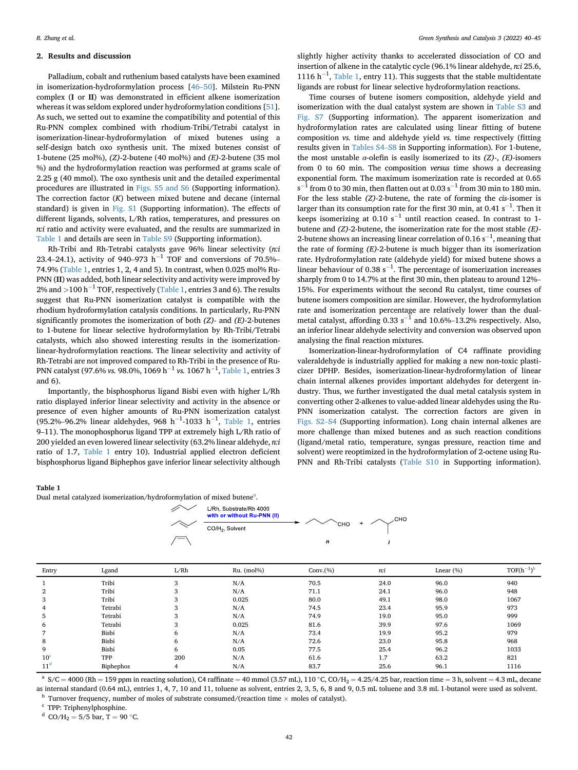## 2. Results and discussion

Palladium, cobalt and ruthenium based catalysts have been examined in isomerization-hydroformylation process [46–50]. Milstein Ru-PNN complex (**I** or **II**) was demonstrated in efficient alkene isomerization whereas it was seldom explored under hydroformylation conditions [51]. As such, we setted out to examine the compatibility and potential of this Ru-PNN complex combined with rhodium-Tribi/Tetrabi catalyst in isomerization-linear-hydroformylation of mixed butenes using a self-design batch oxo synthesis unit. The mixed butenes consist of 1-butene (25 mol%), *(Z)*-2-butene (40 mol%) and *(E)*-2-butene (35 mol %) and the hydroformylation reaction was performed at grams scale of 2.25 g (40 mmol). The oxo synthesis unit and the detailed experimental procedures are illustrated in Figs. S5 and S6 (Supporting information). The correction factor (*K*) between mixed butene and decane (internal standard) is given in Fig. S1 (Supporting information). The effects of different ligands, solvents, L/Rh ratios, temperatures, and pressures on *n:i* ratio and activity were evaluated, and the results are summarized in Table 1 and details are seen in Table S9 (Supporting information).

Rh-Tribi and Rh-Tetrabi catalysts gave 96% linear selectivity (*n:i* 23.4–24.1), activity of 940–973 $h^{-1}$ TOF and conversions of 70.5%–74.9% (Table 1, entries 1, 2, 4 and 5). In contrast, when 0.025 mol% Ru-PNN (**II**) was added, both linear selectivity and activity were improved by 2% and >100 $h^{-1}$ TOF, respectively (Table 1, entries 3 and 6). The results suggest that Ru-PNN isomerization catalyst is compatible with the rhodium hydroformylation catalysis conditions. In particularly, Ru-PNN significantly promotes the isomerization of both *(Z)*- and *(E)*-2-butenes to 1-butene for linear selective hydroformylation by Rh-Tribi/Tetrabi catalysts, which also showed interesting results in the isomerization-linear-hydroformylation reactions. The linear selectivity and activity of Rh-Tetrabi are not improved compared to Rh-Tribi in the presence of Ru-PNN catalyst (97.6% *vs.* 98.0%, 1069 $h^{-1}$ *vs.* 1067 $h^{-1}$, Table 1, entries 3 and 6).

Importantly, the bisphosphorus ligand Bisbi even with higher L/Rh ratio displayed inferior linear selectivity and activity in the absence or presence of even higher amounts of Ru-PNN isomerization catalyst (95.2%–96.2% linear aldehydes, 968 $h^{-1}$-1033 $h^{-1}$, Table 1, entries 9–11). The monophosphorus ligand TPP at extremely high L/Rh ratio of 200 yielded an even lowered linear selectivity (63.2% linear aldehyde, *n:i* ratio of 1.7, Table 1 entry 10). Industrial applied electron deficient bisphosphorus ligand Biphephos gave inferior linear selectivity although slightly higher activity thanks to accelerated dissociation of CO and insertion of alkene in the catalytic cycle (96.1% linear aldehyde, *n:i* 25.6, 1116 $h^{-1}$, Table 1, entry 11). This suggests that the stable multidentate ligands are robust for linear selective hydroformylation reactions.

Time courses of butene isomers composition, aldehyde yield and isomerization with the dual catalyst system are shown in Table S3 and Fig. S7 (Supporting information). The apparent isomerization and hydroformylation rates are calculated using linear fitting of butene composition *vs.* time and aldehyde yield *vs.* time respectively (fitting results given in Tables S4–S8 in Supporting information). For 1-butene, the most unstable *α*-olefin is easily isomerized to its *(Z)*-, *(E)*-isomers from 0 to 60 min. The composition *versus* time shows a decreasing exponential form. The maximum isomerization rate is recorded at 0.65 $s^{-1}$ from 0 to 30 min, then flatten out at 0.03 $s^{-1}$ from 30 min to 180 min. For the less stable *(Z)*-2-butene, the rate of forming the *cis*-isomer is larger than its consumption rate for the first 30 min, at 0.41 $s^{-1}$. Then it keeps isomerizing at 0.10 $s^{-1}$ until reaction ceased. In contrast to 1-butene and *(Z)*-2-butene, the isomerization rate for the most stable *(E)*-2-butene shows an increasing linear correlation of 0.16 $s^{-1}$, meaning that the rate of forming *(E)*-2-butene is much bigger than its isomerization rate. Hydroformylation rate (aldehyde yield) for mixed butene shows a linear behaviour of 0.38 $s^{-1}$. The percentage of isomerization increases sharply from 0 to 14.7% at the first 30 min, then plateau to around 12%–15%. For experiments without the second Ru catalyst, time courses of butene isomers composition are similar. However, the hydroformylation rate and isomerization percentage are relatively lower than the dual-metal catalyst, affording 0.33 $s^{-1}$ and 10.6%–13.2% respectively. Also, an inferior linear aldehyde selectivity and conversion was observed upon analysing the final reaction mixtures.

Isomerization-linear-hydroformylation of C4 raffinate providing valeraldehyde is industrially applied for making a new non-toxic plasticizer DPHP. Besides, isomerization-linear-hydroformylation of linear chain internal alkenes provides important aldehydes for detergent industry. Thus, we further investigated the dual metal catalysis system in converting other 2-alkenes to value-added linear aldehydes using the Ru-PNN isomerization catalyst. The correction factors are given in Figs. S2–S4 (Supporting information). Long chain internal alkenes are more challenge than mixed butenes and as such reaction conditions (ligand/metal ratio, temperature, syngas pressure, reaction time and solvent) were reoptimized in the hydroformylation of 2-octene using Ru-PNN and Rh-Tribi catalysts (Table S10 in Supporting information).

**Table 1**
Dual metal catalyzed isomerization/hydroformylation of mixed butene[a].

L/Rh, Substrate/Rh 4000
with or without Ru-PNN (II)
CO/H2, Solvent
CHO
n
CHO
i

| Entry | Lgand | L/Rh | Ru. (mol%) | Conv.(%) | n:i | Lnear (%) | TOF($h^{-1}$)[b] |
|---|---|---|---|---|---|---|---|
| 1 | Tribi | 3 | N/A | 70.5 | 24.0 | 96.0 | 940 |
| 2 | Tribi | 3 | N/A | 71.1 | 24.1 | 96.0 | 948 |
| 3 | Tribi | 3 | 0.025 | 80.0 | 49.1 | 98.0 | 1067 |
| 4 | Tetrabi | 3 | N/A | 74.5 | 23.4 | 95.9 | 973 |
| 5 | Tetrabi | 3 | N/A | 74.9 | 19.0 | 95.0 | 999 |
| 6 | Tetrabi | 3 | 0.025 | 81.6 | 39.9 | 97.6 | 1069 |
| 7 | Bisbi | 6 | N/A | 73.4 | 19.9 | 95.2 | 979 |
| 8 | Bisbi | 6 | N/A | 72.6 | 23.0 | 95.8 | 968 |
| 9 | Bisbi | 6 | 0.05 | 77.5 | 25.4 | 96.2 | 1033 |
| 10[c] | TPP | 200 | N/A | 61.6 | 1.7 | 63.2 | 821 |
| 11[d] | Biphephos | 4 | N/A | 83.7 | 25.6 | 96.1 | 1116 |

[a] S/C = 4000 (Rh = 159 ppm in reacting solution), C4 raffinate = 40 mmol (3.57 mL), 110 °C, $CO/H_2$ = 4.25/4.25 bar, reaction time = 3 h, solvent = 4.3 mL, decane as internal standard (0.64 mL), entries 1, 4, 7, 10 and 11, toluene as solvent, entries 2, 3, 5, 6, 8 and 9, 0.5 mL toluene and 3.8 mL 1-butanol were used as solvent.

[b] Turnover frequency, number of moles of substrate consumed/(reaction time × moles of catalyst).

[c] TPP: Triphenylphosphine.

[d] $CO/H_2$ = 5/5 bar, T = 90 °C.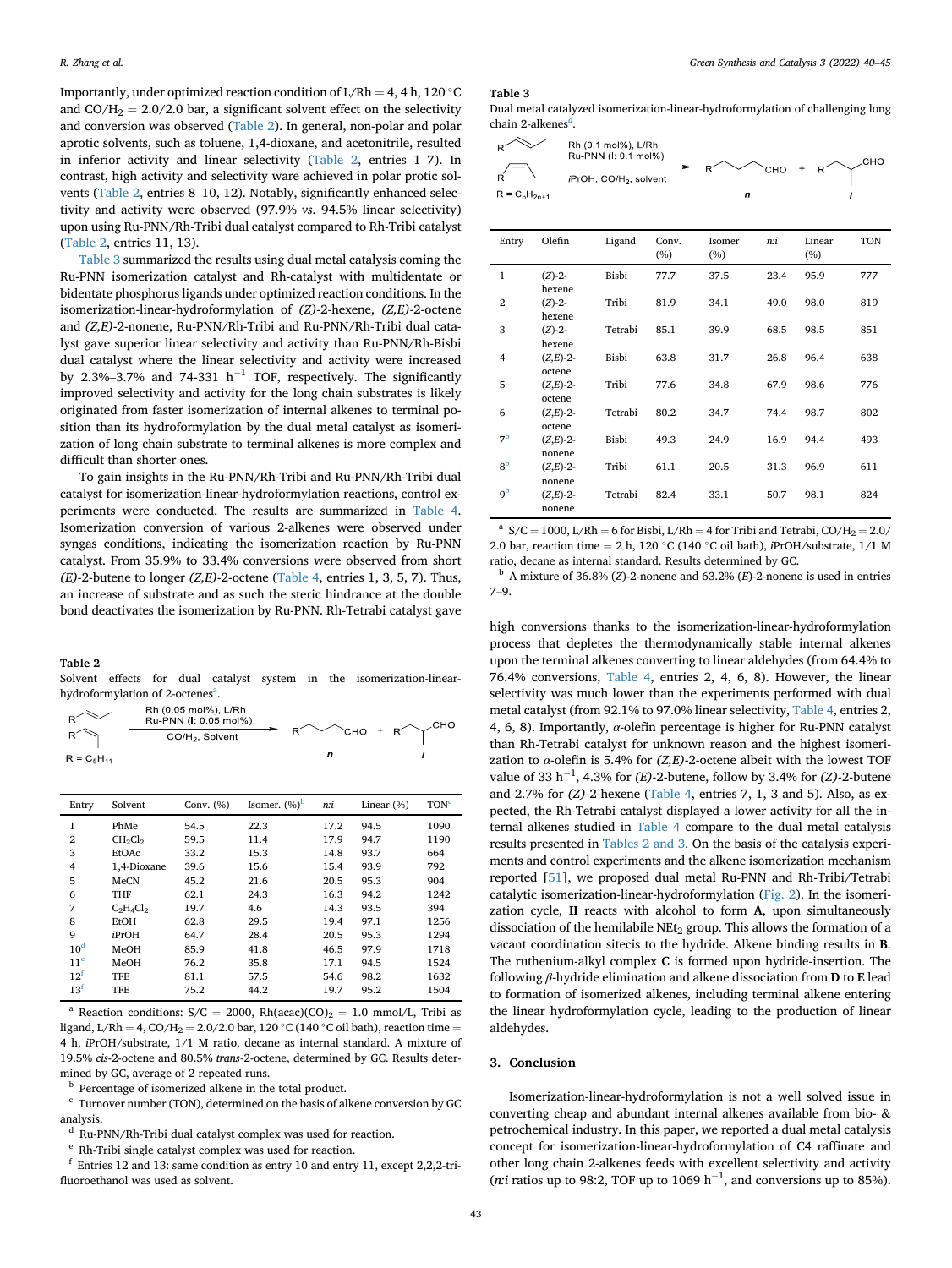Importantly, under optimized reaction condition of L/Rh = 4, 4 h, 120 °C and $CO/H_2$ = 2.0/2.0 bar, a significant solvent effect on the selectivity and conversion was observed (Table 2). In general, non-polar and polar aprotic solvents, such as toluene, 1,4-dioxane, and acetonitrile, resulted in inferior activity and linear selectivity (Table 2, entries 1–7). In contrast, high activity and selectivity ware achieved in polar protic solvents (Table 2, entries 8–10, 12). Notably, significantly enhanced selectivity and activity were observed (97.9% *vs.* 94.5% linear selectivity) upon using Ru-PNN/Rh-Tribi dual catalyst compared to Rh-Tribi catalyst (Table 2, entries 11, 13).

Table 3 summarized the results using dual metal catalysis coming the Ru-PNN isomerization catalyst and Rh-catalyst with multidentate or bidentate phosphorus ligands under optimized reaction conditions. In the isomerization-linear-hydroformylation of *(Z)*-2-hexene, *(Z,E)*-2-octene and *(Z,E)*-2-nonene, Ru-PNN/Rh-Tribi and Ru-PNN/Rh-Tribi dual catalyst gave superior linear selectivity and activity than Ru-PNN/Rh-Bisbi dual catalyst where the linear selectivity and activity were increased by 2.3%–3.7% and 74-331 $h^{-1}$ TOF, respectively. The significantly improved selectivity and activity for the long chain substrates is likely originated from faster isomerization of internal alkenes to terminal position than its hydroformylation by the dual metal catalyst as isomerization of long chain substrate to terminal alkenes is more complex and difficult than shorter ones.

To gain insights in the Ru-PNN/Rh-Tribi and Ru-PNN/Rh-Tribi dual catalyst for isomerization-linear-hydroformylation reactions, control experiments were conducted. The results are summarized in Table 4. Isomerization conversion of various 2-alkenes were observed under syngas conditions, indicating the isomerization reaction by Ru-PNN catalyst. From 35.9% to 33.4% conversions were observed from short *(E)*-2-butene to longer *(Z,E)*-2-octene (Table 4, entries 1, 3, 5, 7). Thus, an increase of substrate and as such the steric hindrance at the double bond deactivates the isomerization by Ru-PNN. Rh-Tetrabi catalyst gave high conversions thanks to the isomerization-linear-hydroformylation process that depletes the thermodynamically stable internal alkenes upon the terminal alkenes converting to linear aldehydes (from 64.4% to 76.4% conversions, Table 4, entries 2, 4, 6, 8). However, the linear selectivity was much lower than the experiments performed with dual metal catalyst (from 92.1% to 97.0% linear selectivity, Table 4, entries 2, 4, 6, 8). Importantly, *α*-olefin percentage is higher for Ru-PNN catalyst than Rh-Tetrabi catalyst for unknown reason and the highest isomerization to *α*-olefin is 5.4% for *(Z,E)*-2-octene albeit with the lowest TOF value of 33 $h^{-1}$, 4.3% for *(E)*-2-butene, follow by 3.4% for *(Z)*-2-butene and 2.7% for *(Z)*-2-hexene (Table 4, entries 7, 1, 3 and 5). Also, as expected, the Rh-Tetrabi catalyst displayed a lower activity for all the internal alkenes studied in Table 4 compare to the dual metal catalysis results presented in Tables 2 and 3. On the basis of the catalysis experiments and control experiments and the alkene isomerization mechanism reported [51], we proposed dual metal Ru-PNN and Rh-Tribi/Tetrabi catalytic isomerization-linear-hydroformylation (Fig. 2). In the isomerization cycle, **II** reacts with alcohol to form **A**, upon simultaneously dissociation of the hemilabile $NEt_2$ group. This allows the formation of a vacant coordination sitecis to the hydride. Alkene binding results in **B**. The ruthenium-alkyl complex **C** is formed upon hydride-insertion. The following *β*-hydride elimination and alkene dissociation from **D** to **E** lead to formation of isomerized alkenes, including terminal alkene entering the linear hydroformylation cycle, leading to the production of linear aldehydes.

**Table 2**

Solvent effects for dual catalyst system in the isomerization-linear-hydroformylation of 2-octenes[a].

R = $C_5H_{11}$; Rh (0.05 mol%), L/Rh; Ru-PNN (**I**: 0.05 mol%); $CO/H_2$, Solvent; *n*; *i*

| Entry | Solvent | Conv. (%) | Isomer. (%)[b] | n:i | Linear (%) | TON[c] |
|---|---|---|---|---|---|---|
| 1 | PhMe | 54.5 | 22.3 | 17.2 | 94.5 | 1090 |
| 2 | $CH_2Cl_2$ | 59.5 | 11.4 | 17.9 | 94.7 | 1190 |
| 3 | EtOAc | 33.2 | 15.3 | 14.8 | 93.7 | 664 |
| 4 | 1,4-Dioxane | 39.6 | 15.6 | 15.4 | 93.9 | 792 |
| 5 | MeCN | 45.2 | 21.6 | 20.5 | 95.3 | 904 |
| 6 | THF | 62.1 | 24.3 | 16.3 | 94.2 | 1242 |
| 7 | $C_2H_4Cl_2$ | 19.7 | 4.6 | 14.3 | 93.5 | 394 |
| 8 | EtOH | 62.8 | 29.5 | 19.4 | 97.1 | 1256 |
| 9 | *i*PrOH | 64.7 | 28.4 | 20.5 | 95.3 | 1294 |
| 10[d] | MeOH | 85.9 | 41.8 | 46.5 | 97.9 | 1718 |
| 11[e] | MeOH | 76.2 | 35.8 | 17.1 | 94.5 | 1524 |
| 12[f] | TFE | 81.1 | 57.5 | 54.6 | 98.2 | 1632 |
| 13[f] | TFE | 75.2 | 44.2 | 19.7 | 95.2 | 1504 |

[a] Reaction conditions: S/C = 2000, $Rh(acac)(CO)_2$ = 1.0 mmol/L, Tribi as ligand, L/Rh = 4, $CO/H_2$ = 2.0/2.0 bar, 120 °C (140 °C oil bath), reaction time = 4 h, *i*PrOH/substrate, 1/1 M ratio, decane as internal standard. A mixture of 19.5% *cis*-2-octene and 80.5% *trans*-2-octene, determined by GC. Results determined by GC, average of 2 repeated runs.

[b] Percentage of isomerized alkene in the total product.

[c] Turnover number (TON), determined on the basis of alkene conversion by GC analysis.

[d] Ru-PNN/Rh-Tribi dual catalyst complex was used for reaction.

[e] Rh-Tribi single catalyst complex was used for reaction.

[f] Entries 12 and 13: same condition as entry 10 and entry 11, except 2,2,2-trifluoroethanol was used as solvent.

**Table 3**

Dual metal catalyzed isomerization-linear-hydroformylation of challenging long chain 2-alkenes[a].

R = $C_nH_{2n+1}$; Rh (0.1 mol%), L/Rh; Ru-PNN (**I**: 0.1 mol%); *i*PrOH, $CO/H_2$, solvent; *n*; *i*

| Entry | Olefin | Ligand | Conv. (%) | Isomer (%) | n:i | Linear (%) | TON |
|---|---|---|---|---|---|---|---|
| 1 | (*Z*)-2-hexene | Bisbi | 77.7 | 37.5 | 23.4 | 95.9 | 777 |
| 2 | (*Z*)-2-hexene | Tribi | 81.9 | 34.1 | 49.0 | 98.0 | 819 |
| 3 | (*Z*)-2-hexene | Tetrabi | 85.1 | 39.9 | 68.5 | 98.5 | 851 |
| 4 | (*Z,E*)-2-octene | Bisbi | 63.8 | 31.7 | 26.8 | 96.4 | 638 |
| 5 | (*Z,E*)-2-octene | Tribi | 77.6 | 34.8 | 67.9 | 98.6 | 776 |
| 6 | (*Z,E*)-2-octene | Tetrabi | 80.2 | 34.7 | 74.4 | 98.7 | 802 |
| 7[b] | (*Z,E*)-2-nonene | Bisbi | 49.3 | 24.9 | 16.9 | 94.4 | 493 |
| 8[b] | (*Z,E*)-2-nonene | Tribi | 61.1 | 20.5 | 31.3 | 96.9 | 611 |
| 9[b] | (*Z,E*)-2-nonene | Tetrabi | 82.4 | 33.1 | 50.7 | 98.1 | 824 |

[a] S/C = 1000, L/Rh = 6 for Bisbi, L/Rh = 4 for Tribi and Tetrabi, $CO/H_2$ = 2.0/2.0 bar, reaction time = 2 h, 120 °C (140 °C oil bath), *i*PrOH/substrate, 1/1 M ratio, decane as internal standard. Results determined by GC.

[b] A mixture of 36.8% (*Z*)-2-nonene and 63.2% (*E*)-2-nonene is used in entries 7–9.

## 3. Conclusion

Isomerization-linear-hydroformylation is not a well solved issue in converting cheap and abundant internal alkenes available from bio- & petrochemical industry. In this paper, we reported a dual metal catalysis concept for isomerization-linear-hydroformylation of C4 raffinate and other long chain 2-alkenes feeds with excellent selectivity and activity (*n*:*i* ratios up to 98:2, TOF up to 1069 $h^{-1}$, and conversions up to 85%).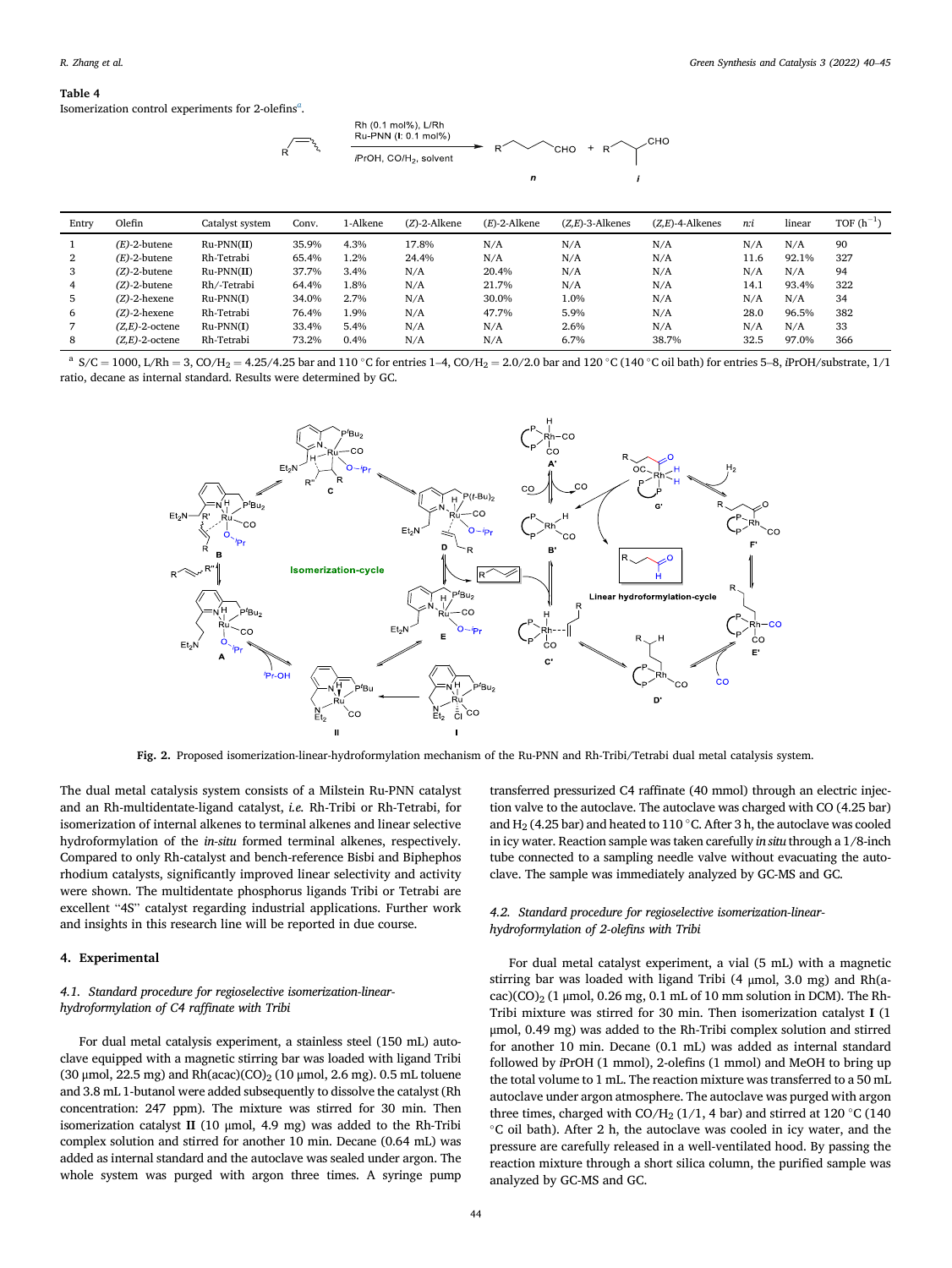**Table 4**

Isomerization control experiments for 2-olefins[a].

| Entry | Olefin | Catalyst system | Conv. | 1-Alkene | (Z)-2-Alkene | (E)-2-Alkene | (Z,E)-3-Alkenes | (Z,E)-4-Alkenes | n:i | linear | TOF ($h^{-1}$) |
|---|---|---|---|---|---|---|---|---|---|---|---|
| 1 | (E)-2-butene | Ru-PNN(II) | 35.9% | 4.3% | 17.8% | N/A | N/A | N/A | N/A | N/A | 90 |
| 2 | (E)-2-butene | Rh-Tetrabi | 65.4% | 1.2% | 24.4% | N/A | N/A | N/A | 11.6 | 92.1% | 327 |
| 3 | (Z)-2-butene | Ru-PNN(II) | 37.7% | 3.4% | N/A | 20.4% | N/A | N/A | N/A | N/A | 94 |
| 4 | (Z)-2-butene | Rh/-Tetrabi | 64.4% | 1.8% | N/A | 21.7% | N/A | N/A | 14.1 | 93.4% | 322 |
| 5 | (Z)-2-hexene | Ru-PNN(I) | 34.0% | 2.7% | N/A | 30.0% | 1.0% | N/A | N/A | N/A | 34 |
| 6 | (Z)-2-hexene | Rh-Tetrabi | 76.4% | 1.9% | N/A | 47.7% | 5.9% | N/A | 28.0 | 96.5% | 382 |
| 7 | (Z,E)-2-octene | Ru-PNN(I) | 33.4% | 5.4% | N/A | N/A | 2.6% | N/A | N/A | N/A | 33 |
| 8 | (Z,E)-2-octene | Rh-Tetrabi | 73.2% | 0.4% | N/A | N/A | 6.7% | 38.7% | 32.5 | 97.0% | 366 |

[a] S/C = 1000, L/Rh = 3, $CO/H_2$ = 4.25/4.25 bar and 110 °C for entries 1–4, $CO/H_2$ = 2.0/2.0 bar and 120 °C (140 °C oil bath) for entries 5–8, *i*PrOH/substrate, 1/1 ratio, decane as internal standard. Results were determined by GC.

**Fig. 2.** Proposed isomerization-linear-hydroformylation mechanism of the Ru-PNN and Rh-Tribi/Tetrabi dual metal catalysis system.

The dual metal catalysis system consists of a Milstein Ru-PNN catalyst and an Rh-multidentate-ligand catalyst, *i.e.* Rh-Tribi or Rh-Tetrabi, for isomerization of internal alkenes to terminal alkenes and linear selective hydroformylation of the *in-situ* formed terminal alkenes, respectively. Compared to only Rh-catalyst and bench-reference Bisbi and Biphephos rhodium catalysts, significantly improved linear selectivity and activity were shown. The multidentate phosphorus ligands Tribi or Tetrabi are excellent "4S" catalyst regarding industrial applications. Further work and insights in this research line will be reported in due course.

## 4. Experimental

### 4.1. Standard procedure for regioselective isomerization-linear-hydroformylation of C4 raffinate with Tribi

For dual metal catalysis experiment, a stainless steel (150 mL) autoclave equipped with a magnetic stirring bar was loaded with ligand Tribi (30 μmol, 22.5 mg) and $Rh(acac)(CO)_2$ (10 μmol, 2.6 mg). 0.5 mL toluene and 3.8 mL 1-butanol were added subsequently to dissolve the catalyst (Rh concentration: 247 ppm). The mixture was stirred for 30 min. Then isomerization catalyst **II** (10 μmol, 4.9 mg) was added to the Rh-Tribi complex solution and stirred for another 10 min. Decane (0.64 mL) was added as internal standard and the autoclave was sealed under argon. The whole system was purged with argon three times. A syringe pump transferred pressurized C4 raffinate (40 mmol) through an electric injection valve to the autoclave. The autoclave was charged with CO (4.25 bar) and $H_2$ (4.25 bar) and heated to 110 °C. After 3 h, the autoclave was cooled in icy water. Reaction sample was taken carefully *in situ* through a 1/8-inch tube connected to a sampling needle valve without evacuating the autoclave. The sample was immediately analyzed by GC-MS and GC.

### 4.2. Standard procedure for regioselective isomerization-linear-hydroformylation of 2-olefins with Tribi

For dual metal catalyst experiment, a vial (5 mL) with a magnetic stirring bar was loaded with ligand Tribi (4 μmol, 3.0 mg) and $Rh(acac)(CO)_2$ (1 μmol, 0.26 mg, 0.1 mL of 10 mm solution in DCM). The Rh-Tribi mixture was stirred for 30 min. Then isomerization catalyst **I** (1 μmol, 0.49 mg) was added to the Rh-Tribi complex solution and stirred for another 10 min. Decane (0.1 mL) was added as internal standard followed by *i*PrOH (1 mmol), 2-olefins (1 mmol) and MeOH to bring up the total volume to 1 mL. The reaction mixture was transferred to a 50 mL autoclave under argon atmosphere. The autoclave was purged with argon three times, charged with $CO/H_2$ (1/1, 4 bar) and stirred at 120 °C (140 °C oil bath). After 2 h, the autoclave was cooled in icy water, and the pressure are carefully released in a well-ventilated hood. By passing the reaction mixture through a short silica column, the purified sample was analyzed by GC-MS and GC.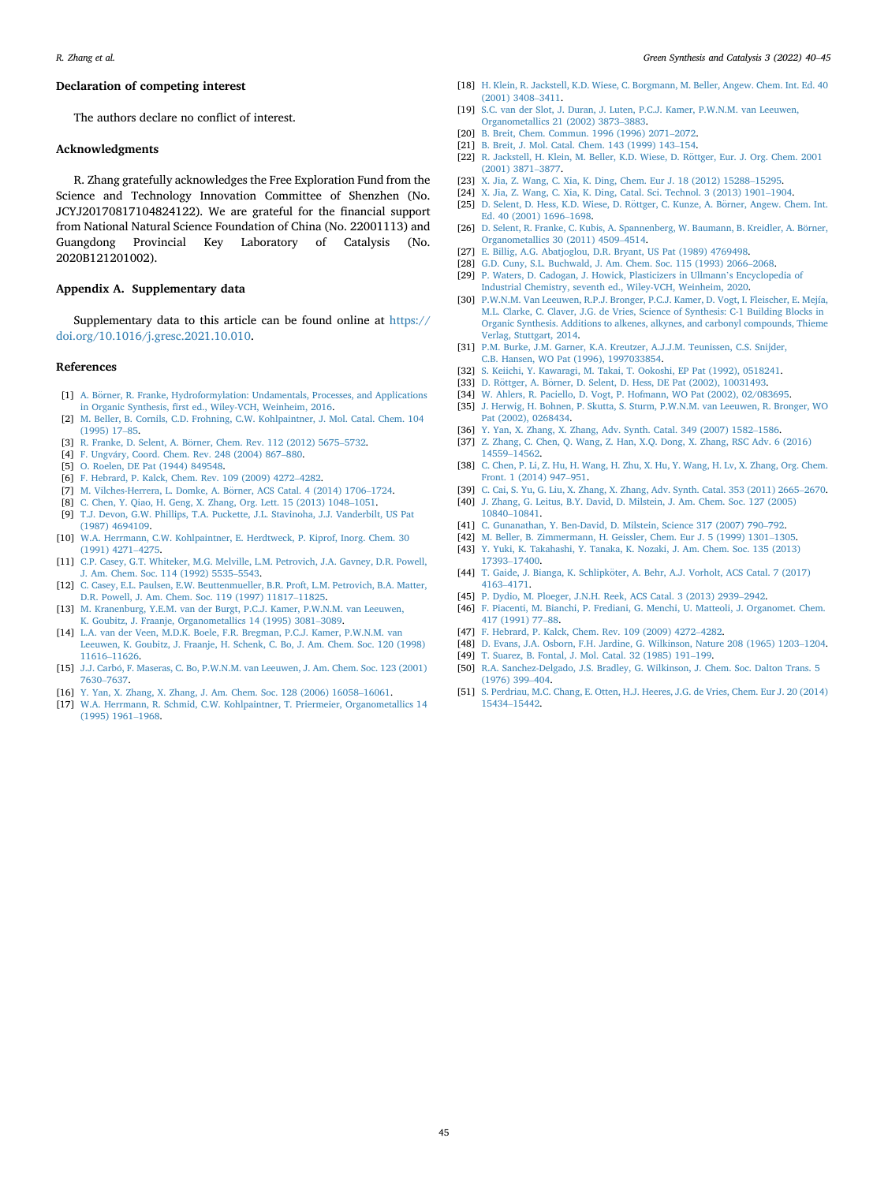## Declaration of competing interest

The authors declare no conflict of interest.

## Acknowledgments

R. Zhang gratefully acknowledges the Free Exploration Fund from the Science and Technology Innovation Committee of Shenzhen (No. JCYJ20170817104824122). We are grateful for the financial support from National Natural Science Foundation of China (No. 22001113) and Guangdong Provincial Key Laboratory of Catalysis (No. 2020B121201002).

## Appendix A. Supplementary data

Supplementary data to this article can be found online at https://doi.org/10.1016/j.gresc.2021.10.010.

## References

[1] A. Börner, R. Franke, Hydroformylation: Undamentals, Processes, and Applications in Organic Synthesis, first ed., Wiley-VCH, Weinheim, 2016.
[2] M. Beller, B. Cornils, C.D. Frohning, C.W. Kohlpaintner, J. Mol. Catal. Chem. 104 (1995) 17–85.
[3] R. Franke, D. Selent, A. Börner, Chem. Rev. 112 (2012) 5675–5732.
[4] F. Ungváry, Coord. Chem. Rev. 248 (2004) 867–880.
[5] O. Roelen, DE Pat (1944) 849548.
[6] F. Hebrard, P. Kalck, Chem. Rev. 109 (2009) 4272–4282.
[7] M. Vilches-Herrera, L. Domke, A. Börner, ACS Catal. 4 (2014) 1706–1724.
[8] C. Chen, Y. Qiao, H. Geng, X. Zhang, Org. Lett. 15 (2013) 1048–1051.
[9] T.J. Devon, G.W. Phillips, T.A. Puckette, J.L. Stavinoha, J.J. Vanderbilt, US Pat (1987) 4694109.
[10] W.A. Herrmann, C.W. Kohlpaintner, E. Herdtweck, P. Kiprof, Inorg. Chem. 30 (1991) 4271–4275.
[11] C.P. Casey, G.T. Whiteker, M.G. Melville, L.M. Petrovich, J.A. Gavney, D.R. Powell, J. Am. Chem. Soc. 114 (1992) 5535–5543.
[12] C. Casey, E.L. Paulsen, E.W. Beuttenmueller, B.R. Proft, L.M. Petrovich, B.A. Matter, D.R. Powell, J. Am. Chem. Soc. 119 (1997) 11817–11825.
[13] M. Kranenburg, Y.E.M. van der Burgt, P.C.J. Kamer, P.W.N.M. van Leeuwen, K. Goubitz, J. Fraanje, Organometallics 14 (1995) 3081–3089.
[14] L.A. van der Veen, M.D.K. Boele, F.R. Bregman, P.C.J. Kamer, P.W.N.M. van Leeuwen, K. Goubitz, J. Fraanje, H. Schenk, C. Bo, J. Am. Chem. Soc. 120 (1998) 11616–11626.
[15] J.J. Carbó, F. Maseras, C. Bo, P.W.N.M. van Leeuwen, J. Am. Chem. Soc. 123 (2001) 7630–7637.
[16] Y. Yan, X. Zhang, X. Zhang, J. Am. Chem. Soc. 128 (2006) 16058–16061.
[17] W.A. Herrmann, R. Schmid, C.W. Kohlpaintner, T. Priermeier, Organometallics 14 (1995) 1961–1968.
[18] H. Klein, R. Jackstell, K.D. Wiese, C. Borgmann, M. Beller, Angew. Chem. Int. Ed. 40 (2001) 3408–3411.
[19] S.C. van der Slot, J. Duran, J. Luten, P.C.J. Kamer, P.W.N.M. van Leeuwen, Organometallics 21 (2002) 3873–3883.
[20] B. Breit, Chem. Commun. 1996 (1996) 2071–2072.
[21] B. Breit, J. Mol. Catal. Chem. 143 (1999) 143–154.
[22] R. Jackstell, H. Klein, M. Beller, K.D. Wiese, D. Röttger, Eur. J. Org. Chem. 2001 (2001) 3871–3877.
[23] X. Jia, Z. Wang, C. Xia, K. Ding, Chem. Eur J. 18 (2012) 15288–15295.
[24] X. Jia, Z. Wang, C. Xia, K. Ding, Catal. Sci. Technol. 3 (2013) 1901–1904.
[25] D. Selent, D. Hess, K.D. Wiese, D. Röttger, C. Kunze, A. Börner, Angew. Chem. Int. Ed. 40 (2001) 1696–1698.
[26] D. Selent, R. Franke, C. Kubis, A. Spannenberg, W. Baumann, B. Kreidler, A. Börner, Organometallics 30 (2011) 4509–4514.
[27] E. Billig, A.G. Abatjoglou, D.R. Bryant, US Pat (1989) 4769498.
[28] G.D. Cuny, S.L. Buchwald, J. Am. Chem. Soc. 115 (1993) 2066–2068.
[29] P. Waters, D. Cadogan, J. Howick, Plasticizers in Ullmann's Encyclopedia of Industrial Chemistry, seventh ed., Wiley-VCH, Weinheim, 2020.
[30] P.W.N.M. Van Leeuwen, R.P.J. Bronger, P.C.J. Kamer, D. Vogt, I. Fleischer, E. Mejía, M.L. Clarke, C. Claver, J.G. de Vries, Science of Synthesis: C-1 Building Blocks in Organic Synthesis. Additions to alkenes, alkynes, and carbonyl compounds, Thieme Verlag, Stuttgart, 2014.
[31] P.M. Burke, J.M. Garner, K.A. Kreutzer, A.J.J.M. Teunissen, C.S. Snijder, C.B. Hansen, WO Pat (1996), 1997033854.
[32] S. Keiichi, Y. Kawaragi, M. Takai, T. Ookoshi, EP Pat (1992), 0518241.
[33] D. Röttger, A. Börner, D. Selent, D. Hess, DE Pat (2002), 10031493.
[34] W. Ahlers, R. Paciello, D. Vogt, P. Hofmann, WO Pat (2002), 02/083695.
[35] J. Herwig, H. Bohnen, P. Skutta, S. Sturm, P.W.N.M. van Leeuwen, R. Bronger, WO Pat (2002), 0268434.
[36] Y. Yan, X. Zhang, X. Zhang, Adv. Synth. Catal. 349 (2007) 1582–1586.
[37] Z. Zhang, C. Chen, Q. Wang, Z. Han, X.Q. Dong, X. Zhang, RSC Adv. 6 (2016) 14559–14562.
[38] C. Chen, P. Li, Z. Hu, H. Wang, H. Zhu, X. Hu, Y. Wang, H. Lv, X. Zhang, Org. Chem. Front. 1 (2014) 947–951.
[39] C. Cai, S. Yu, G. Liu, X. Zhang, X. Zhang, Adv. Synth. Catal. 353 (2011) 2665–2670.
[40] J. Zhang, G. Leitus, B.Y. David, D. Milstein, J. Am. Chem. Soc. 127 (2005) 10840–10841.
[41] C. Gunanathan, Y. Ben-David, D. Milstein, Science 317 (2007) 790–792.
[42] M. Beller, B. Zimmermann, H. Geissler, Chem. Eur J. 5 (1999) 1301–1305.
[43] Y. Yuki, K. Takahashi, Y. Tanaka, K. Nozaki, J. Am. Chem. Soc. 135 (2013) 17393–17400.
[44] T. Gaide, J. Bianga, K. Schlipköter, A. Behr, A.J. Vorholt, ACS Catal. 7 (2017) 4163–4171.
[45] P. Dydio, M. Ploeger, J.N.H. Reek, ACS Catal. 3 (2013) 2939–2942.
[46] F. Piacenti, M. Bianchi, P. Frediani, G. Menchi, U. Matteoli, J. Organomet. Chem. 417 (1991) 77–88.
[47] F. Hebrard, P. Kalck, Chem. Rev. 109 (2009) 4272–4282.
[48] D. Evans, J.A. Osborn, F.H. Jardine, G. Wilkinson, Nature 208 (1965) 1203–1204.
[49] T. Suarez, B. Fontal, J. Mol. Catal. 32 (1985) 191–199.
[50] R.A. Sanchez-Delgado, J.S. Bradley, G. Wilkinson, J. Chem. Soc. Dalton Trans. 5 (1976) 399–404.
[51] S. Perdriau, M.C. Chang, E. Otten, H.J. Heeres, J.G. de Vries, Chem. Eur J. 20 (2014) 15434–15442.